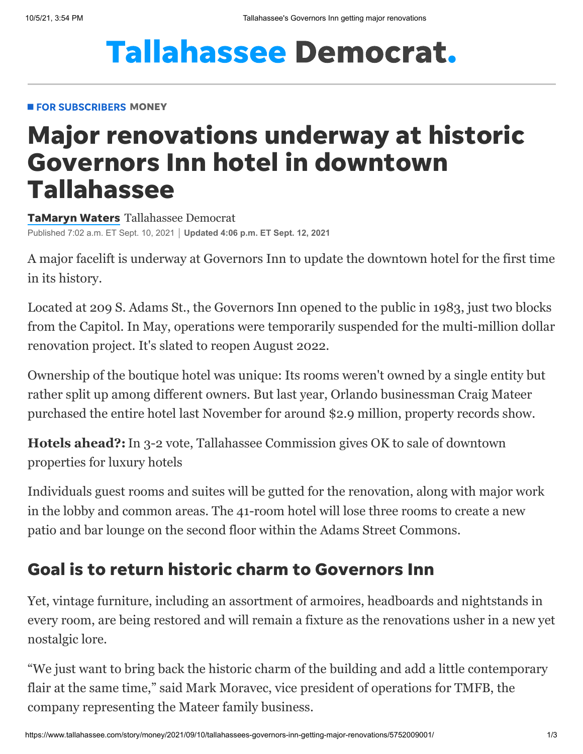# Tallahassee Democrat.

**FOR SUBSCRIBERS** MONEY

# Major renovations underway at historic Governors Inn hotel in downtown Tallahassee

**TaMaryn Waters** Tallahassee Democrat

Published 7:02 a.m. ET Sept. 10, 2021 | **Updated 4:06 p.m. ET Sept. 12, 2021**

A major facelift is underway at Governors Inn to update the downtown hotel for the first time in its history.

Located at 209 S. Adams St., the Governors Inn opened to the public in 1983, just two blocks from the Capitol. In May, operations were temporarily suspended for the multi-million dollar renovation project. It's slated to reopen August 2022.

Ownership of the boutique hotel was unique: Its rooms weren't owned by a single entity but rather split up among different owners. But last year, Orlando businessman Craig Mateer purchased the entire hotel last November for around $2.9 million, property records show.

**Hotels ahead?:** In 3-2 vote, Tallahassee Commission gives OK to sale of downtown properties for luxury hotels

Individuals guest rooms and suites will be gutted for the renovation, along with major work in the lobby and common areas. The 41-room hotel will lose three rooms to create a new patio and bar lounge on the second floor within the Adams Street Commons.

## Goal is to return historic charm to Governors Inn

Yet, vintage furniture, including an assortment of armoires, headboards and nightstands in every room, are being restored and will remain a fixture as the renovations usher in a new yet nostalgic lore.

"We just want to bring back the historic charm of the building and add a little contemporary flair at the same time," said Mark Moravec, vice president of operations for TMFB, the company representing the Mateer family business.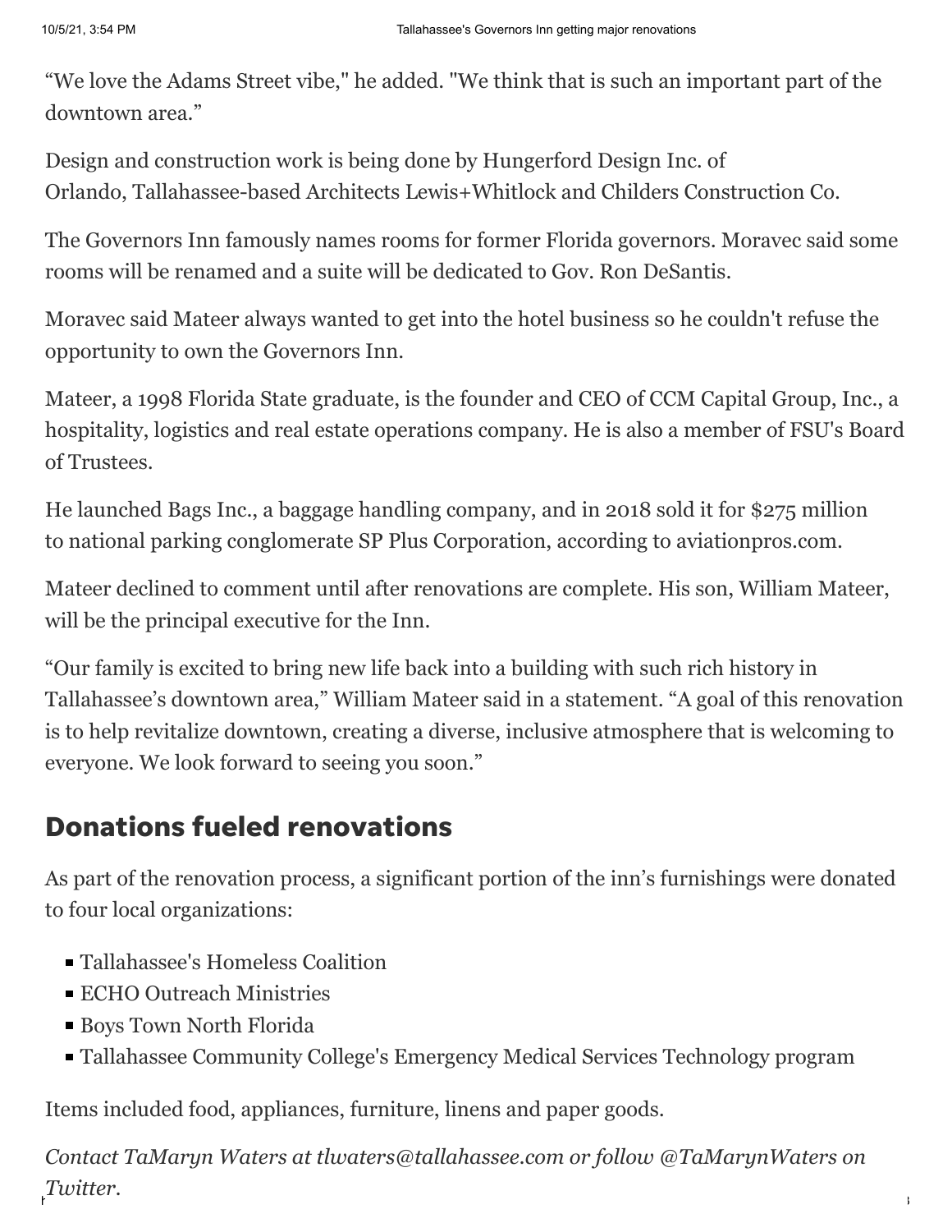"We love the Adams Street vibe," he added. "We think that is such an important part of the downtown area."

Design and construction work is being done by Hungerford Design Inc. of Orlando, Tallahassee-based Architects Lewis+Whitlock and Childers Construction Co.

The Governors Inn famously names rooms for former Florida governors. Moravec said some rooms will be renamed and a suite will be dedicated to Gov. Ron DeSantis.

Moravec said Mateer always wanted to get into the hotel business so he couldn't refuse the opportunity to own the Governors Inn.

Mateer, a 1998 Florida State graduate, is the founder and CEO of CCM Capital Group, Inc., a hospitality, logistics and real estate operations company. He is also a member of FSU's Board of Trustees.

He launched Bags Inc., a baggage handling company, and in 2018 sold it for $275 million to national parking conglomerate SP Plus Corporation, according to aviationpros.com.

Mateer declined to comment until after renovations are complete. His son, William Mateer, will be the principal executive for the Inn.

"Our family is excited to bring new life back into a building with such rich history in Tallahassee's downtown area," William Mateer said in a statement. "A goal of this renovation is to help revitalize downtown, creating a diverse, inclusive atmosphere that is welcoming to everyone. We look forward to seeing you soon."

## Donations fueled renovations

As part of the renovation process, a significant portion of the inn's furnishings were donated to four local organizations:

- Tallahassee's Homeless Coalition
- ECHO Outreach Ministries
- Boys Town North Florida
- Tallahassee Community College's Emergency Medical Services Technology program

Items included food, appliances, furniture, linens and paper goods.

*Contact TaMaryn Waters at tlwaters@tallahassee.com or follow @TaMarynWaters on Twitter.*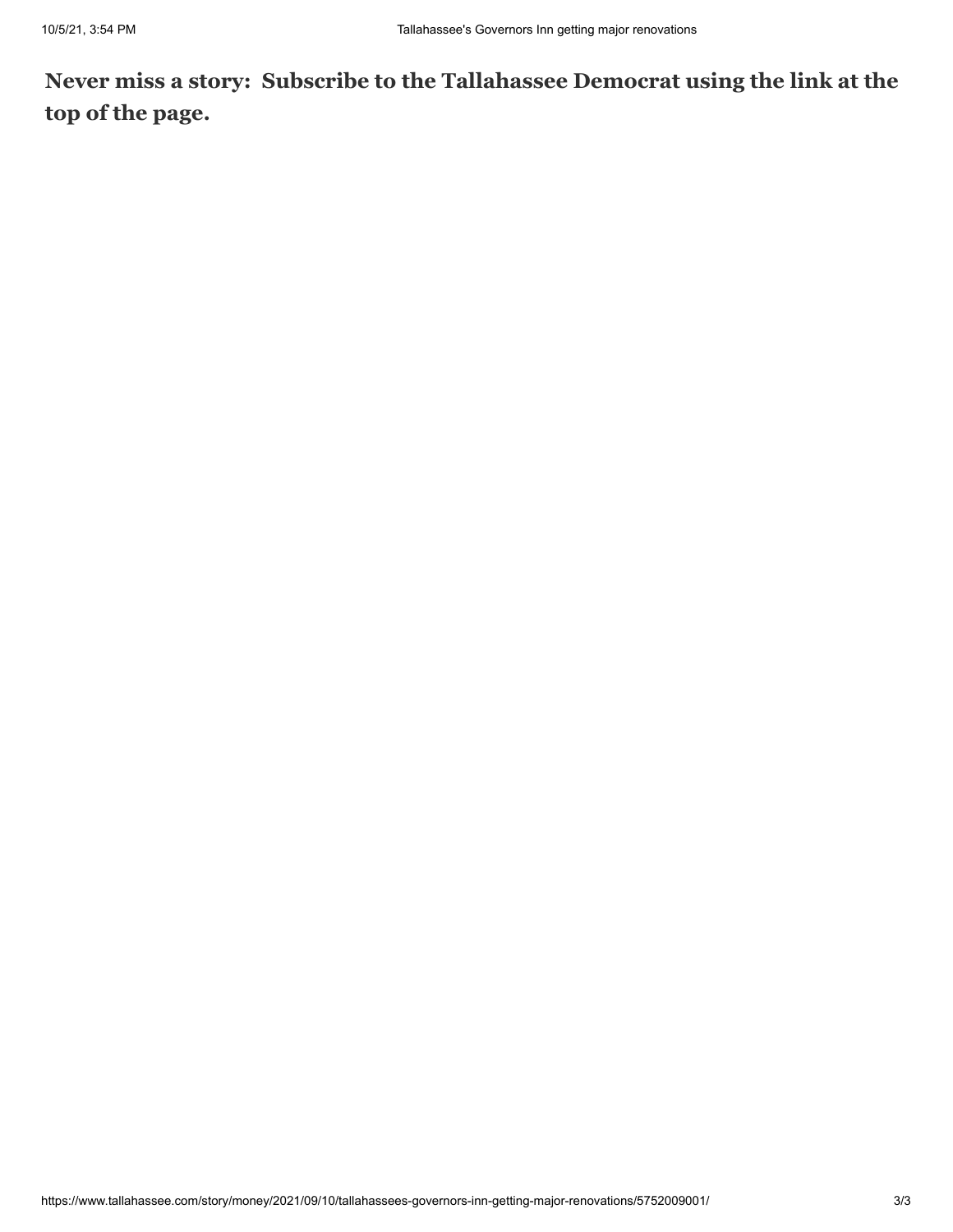**Never miss a story: Subscribe to the Tallahassee Democrat using the link at the top of the page.**